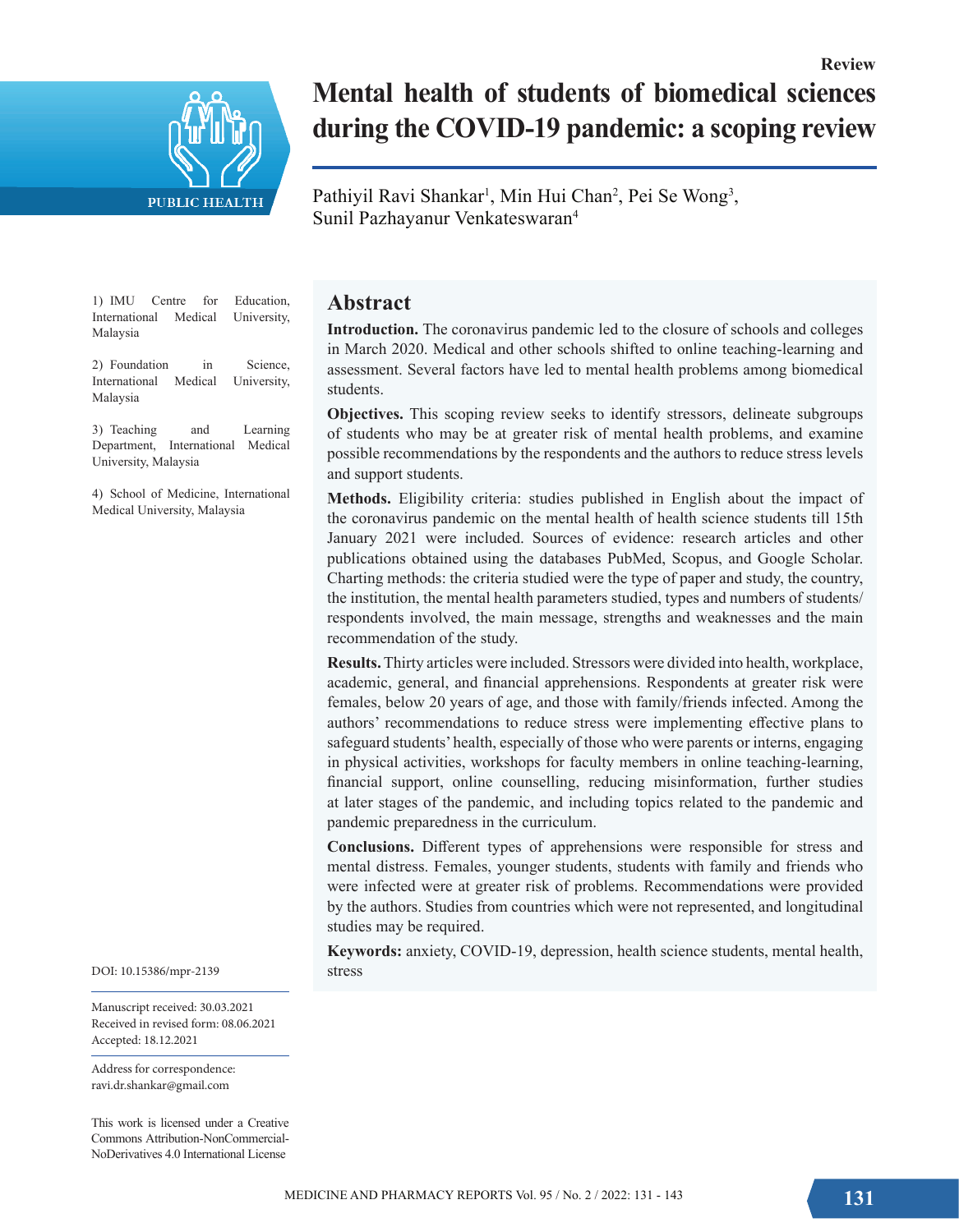Review

# Mental health of students of biomedical sciences during the COVID-19 pandemic: a scoping review

Pathiyil Ravi Shankar[1], Min Hui Chan[2], Pei Se Wong[3], Sunil Pazhayanur Venkateswaran[4]

1) IMU Centre for Education, International Medical University, Malaysia

2) Foundation in Science, International Medical University, Malaysia

3) Teaching and Learning Department, International Medical University, Malaysia

4) School of Medicine, International Medical University, Malaysia

## Abstract

**Introduction.** The coronavirus pandemic led to the closure of schools and colleges in March 2020. Medical and other schools shifted to online teaching-learning and assessment. Several factors have led to mental health problems among biomedical students.

**Objectives.** This scoping review seeks to identify stressors, delineate subgroups of students who may be at greater risk of mental health problems, and examine possible recommendations by the respondents and the authors to reduce stress levels and support students.

**Methods.** Eligibility criteria: studies published in English about the impact of the coronavirus pandemic on the mental health of health science students till 15th January 2021 were included. Sources of evidence: research articles and other publications obtained using the databases PubMed, Scopus, and Google Scholar. Charting methods: the criteria studied were the type of paper and study, the country, the institution, the mental health parameters studied, types and numbers of students/respondents involved, the main message, strengths and weaknesses and the main recommendation of the study.

**Results.** Thirty articles were included. Stressors were divided into health, workplace, academic, general, and financial apprehensions. Respondents at greater risk were females, below 20 years of age, and those with family/friends infected. Among the authors' recommendations to reduce stress were implementing effective plans to safeguard students' health, especially of those who were parents or interns, engaging in physical activities, workshops for faculty members in online teaching-learning, financial support, online counselling, reducing misinformation, further studies at later stages of the pandemic, and including topics related to the pandemic and pandemic preparedness in the curriculum.

**Conclusions.** Different types of apprehensions were responsible for stress and mental distress. Females, younger students, students with family and friends who were infected were at greater risk of problems. Recommendations were provided by the authors. Studies from countries which were not represented, and longitudinal studies may be required.

**Keywords:** anxiety, COVID-19, depression, health science students, mental health, stress

DOI: 10.15386/mpr-2139

Manuscript received: 30.03.2021
Received in revised form: 08.06.2021
Accepted: 18.12.2021

Address for correspondence:
ravi.dr.shankar@gmail.com

This work is licensed under a Creative Commons Attribution-NonCommercial-NoDerivatives 4.0 International License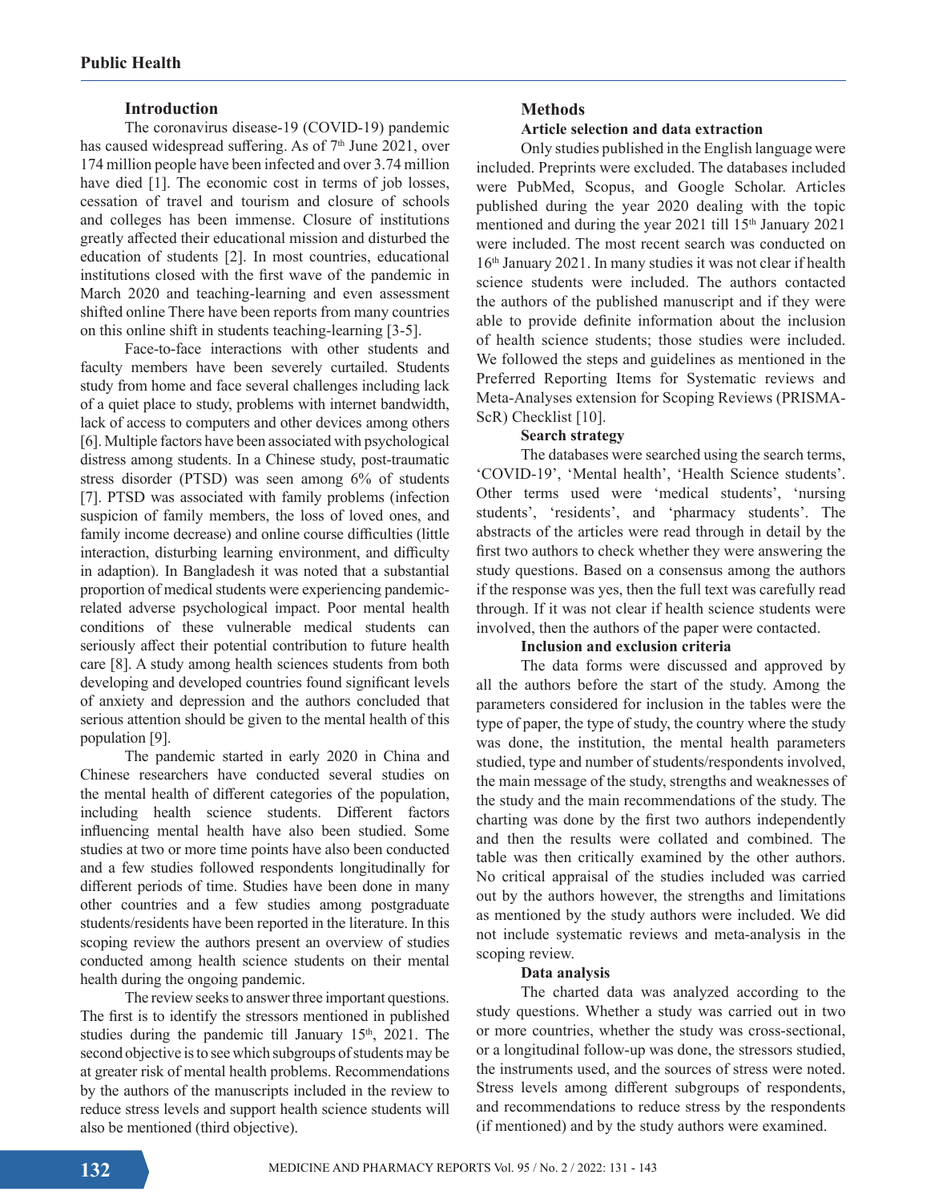## Introduction

The coronavirus disease-19 (COVID-19) pandemic has caused widespread suffering. As of 7th June 2021, over 174 million people have been infected and over 3.74 million have died [1]. The economic cost in terms of job losses, cessation of travel and tourism and closure of schools and colleges has been immense. Closure of institutions greatly affected their educational mission and disturbed the education of students [2]. In most countries, educational institutions closed with the first wave of the pandemic in March 2020 and teaching-learning and even assessment shifted online There have been reports from many countries on this online shift in students teaching-learning [3-5].

Face-to-face interactions with other students and faculty members have been severely curtailed. Students study from home and face several challenges including lack of a quiet place to study, problems with internet bandwidth, lack of access to computers and other devices among others [6]. Multiple factors have been associated with psychological distress among students. In a Chinese study, post-traumatic stress disorder (PTSD) was seen among 6% of students [7]. PTSD was associated with family problems (infection suspicion of family members, the loss of loved ones, and family income decrease) and online course difficulties (little interaction, disturbing learning environment, and difficulty in adaption). In Bangladesh it was noted that a substantial proportion of medical students were experiencing pandemic-related adverse psychological impact. Poor mental health conditions of these vulnerable medical students can seriously affect their potential contribution to future health care [8]. A study among health sciences students from both developing and developed countries found significant levels of anxiety and depression and the authors concluded that serious attention should be given to the mental health of this population [9].

The pandemic started in early 2020 in China and Chinese researchers have conducted several studies on the mental health of different categories of the population, including health science students. Different factors influencing mental health have also been studied. Some studies at two or more time points have also been conducted and a few studies followed respondents longitudinally for different periods of time. Studies have been done in many other countries and a few studies among postgraduate students/residents have been reported in the literature. In this scoping review the authors present an overview of studies conducted among health science students on their mental health during the ongoing pandemic.

The review seeks to answer three important questions. The first is to identify the stressors mentioned in published studies during the pandemic till January 15th, 2021. The second objective is to see which subgroups of students may be at greater risk of mental health problems. Recommendations by the authors of the manuscripts included in the review to reduce stress levels and support health science students will also be mentioned (third objective).

## Methods

### Article selection and data extraction

Only studies published in the English language were included. Preprints were excluded. The databases included were PubMed, Scopus, and Google Scholar. Articles published during the year 2020 dealing with the topic mentioned and during the year 2021 till 15th January 2021 were included. The most recent search was conducted on 16th January 2021. In many studies it was not clear if health science students were included. The authors contacted the authors of the published manuscript and if they were able to provide definite information about the inclusion of health science students; those studies were included. We followed the steps and guidelines as mentioned in the Preferred Reporting Items for Systematic reviews and Meta-Analyses extension for Scoping Reviews (PRISMA-ScR) Checklist [10].

### Search strategy

The databases were searched using the search terms, 'COVID-19', 'Mental health', 'Health Science students'. Other terms used were 'medical students', 'nursing students', 'residents', and 'pharmacy students'. The abstracts of the articles were read through in detail by the first two authors to check whether they were answering the study questions. Based on a consensus among the authors if the response was yes, then the full text was carefully read through. If it was not clear if health science students were involved, then the authors of the paper were contacted.

### Inclusion and exclusion criteria

The data forms were discussed and approved by all the authors before the start of the study. Among the parameters considered for inclusion in the tables were the type of paper, the type of study, the country where the study was done, the institution, the mental health parameters studied, type and number of students/respondents involved, the main message of the study, strengths and weaknesses of the study and the main recommendations of the study. The charting was done by the first two authors independently and then the results were collated and combined. The table was then critically examined by the other authors. No critical appraisal of the studies included was carried out by the authors however, the strengths and limitations as mentioned by the study authors were included. We did not include systematic reviews and meta-analysis in the scoping review.

### Data analysis

The charted data was analyzed according to the study questions. Whether a study was carried out in two or more countries, whether the study was cross-sectional, or a longitudinal follow-up was done, the stressors studied, the instruments used, and the sources of stress were noted. Stress levels among different subgroups of respondents, and recommendations to reduce stress by the respondents (if mentioned) and by the study authors were examined.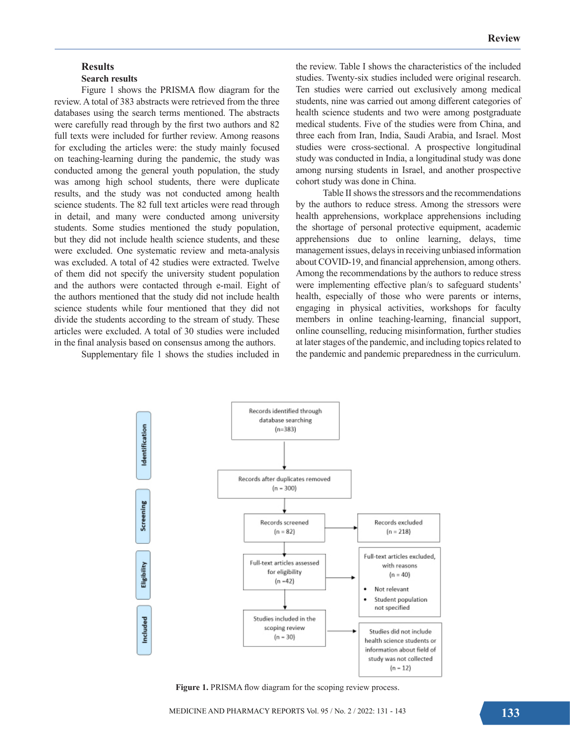## Results

### Search results

Figure 1 shows the PRISMA flow diagram for the review. A total of 383 abstracts were retrieved from the three databases using the search terms mentioned. The abstracts were carefully read through by the first two authors and 82 full texts were included for further review. Among reasons for excluding the articles were: the study mainly focused on teaching-learning during the pandemic, the study was conducted among the general youth population, the study was among high school students, there were duplicate results, and the study was not conducted among health science students. The 82 full text articles were read through in detail, and many were conducted among university students. Some studies mentioned the study population, but they did not include health science students, and these were excluded. One systematic review and meta-analysis was excluded. A total of 42 studies were extracted. Twelve of them did not specify the university student population and the authors were contacted through e-mail. Eight of the authors mentioned that the study did not include health science students while four mentioned that they did not divide the students according to the stream of study. These articles were excluded. A total of 30 studies were included in the final analysis based on consensus among the authors.

Supplementary file 1 shows the studies included in the review. Table I shows the characteristics of the included studies. Twenty-six studies included were original research. Ten studies were carried out exclusively among medical students, nine was carried out among different categories of health science students and two were among postgraduate medical students. Five of the studies were from China, and three each from Iran, India, Saudi Arabia, and Israel. Most studies were cross-sectional. A prospective longitudinal study was conducted in India, a longitudinal study was done among nursing students in Israel, and another prospective cohort study was done in China.

Table II shows the stressors and the recommendations by the authors to reduce stress. Among the stressors were health apprehensions, workplace apprehensions including the shortage of personal protective equipment, academic apprehensions due to online learning, delays, time management issues, delays in receiving unbiased information about COVID-19, and financial apprehension, among others. Among the recommendations by the authors to reduce stress were implementing effective plan/s to safeguard students' health, especially of those who were parents or interns, engaging in physical activities, workshops for faculty members in online teaching-learning, financial support, online counselling, reducing misinformation, further studies at later stages of the pandemic, and including topics related to the pandemic and pandemic preparedness in the curriculum.

**Identification**

Records identified through database searching (n=383)

↓

Records after duplicates removed (n = 300)

**Screening**

Records screened (n = 82) → Records excluded (n = 218)

**Eligibility**

Full-text articles assessed for eligibility (n =42) → Full-text articles excluded, with reasons (n = 40)
- Not relevant
- Student population not specified

**Included**

Studies included in the scoping review (n = 30) → Studies did not include health science students or information about field of study was not collected (n = 12)

**Figure 1.** PRISMA flow diagram for the scoping review process.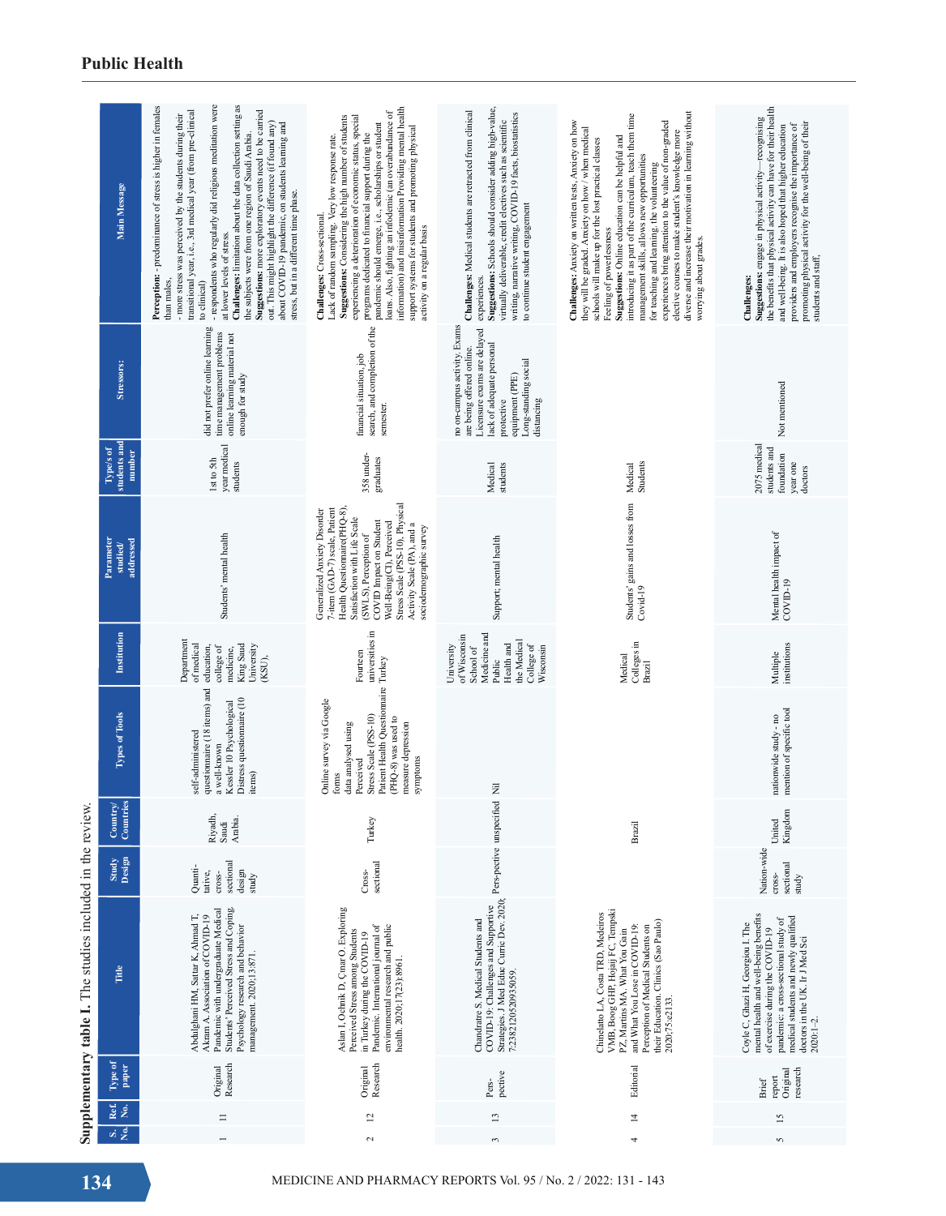Supplementary table I. The studies included in the review.

| S. No. | Ref. No. | Type of paper | Title | Study Design | Country/ Countries | Types of Tools | Institution | Parameter studied/ addressed | Type/s of students and number | Stressors: | Main Message |
|---|---|---|---|---|---|---|---|---|---|---|---|
| 1 | 11 | Original Research | Abdulghani HM, Sattar K, Ahmad T, Akram A. Association of COVID-19 Pandemic with undergraduate Medical Students' Perceived Stress and Coping. Psychology research and behavior management. 2020;13:871. | Quantitative, cross-sectional design study | Riyadh, Saudi Arabia. | self-administered questionnaire (18 items) and a well-known Kessler 10 Psychological Distress questionnaire (10 items) | Department of medical education, college of medicine, King Saud University (KSU), | Students' mental health | 1st to 5th year medical students | did not prefer online learning<br>time management problems<br>online learning material not enough for study | **Perception:** - predominance of stress is higher in females than males.<br>- more stress was perceived by the students during their transitional year, i.e., 3rd medical year (from pre-clinical to clinical)<br>- respondents who regularly did religious meditation were at lower levels of stress.<br>**Challenges:** limitation about the data collection setting as the subjects were from one region of Saudi Arabia.<br>**Suggestions:** more exploratory events need to be carried out. This might highlight the difference (if found any) about COVID-19 pandemic on students learning and stress, but in a different time phase. |
| 2 | 12 | Original Research | Aslan I, Ochnik D, Çınar O. Exploring Perceived Stress among Students in Turkey during the COVID-19 Pandemic. International journal of environmental research and public health. 2020;17(23):8961. | Cross-sectional | Turkey | Online survey via Google forms<br>data analysed using Perceived Stress Scale (PSS-10)<br>Patient Health Questionnaire (PHQ-8) was used to measure depression symptoms | Fourteen universities in Turkey | Generalized Anxiety Disorder 7-item (GAD-7) scale, Patient Health Questionnaire(PHQ-8), Satisfaction with Life Scale (SWLS), Perception of COVID Impact on Student Well-Being(CI), Perceived Stress Scale (PSS-10), Physical Activity Scale (PA), and a sociodemographic survey | 358 undergraduates | financial situation, job search, and completion of the semester. | **Challenges:** Cross-sectional.<br>Lack of random sampling. Very low response rate.<br>**Suggestions:** Considering the high number of students experiencing a deterioration of economic status, special programs dedicated to financial support during the pandemic should emerge, i.e., scholarships or student loans. Also, fighting an infodemic (an overabundance of information) and misinformation Providing mental health support systems for students and promoting physical activity on a regular basis |
| 3 | 13 | Pers-pective | Chandratre S. Medical Students and COVID-19: Challenges and Supportive Strategies. J Med Educ Curric Dev. 2020; 7:2382120520935059. | Pers-pective | unspecified | Nil | University of Wisconsin School of Medicine and Public Health and the Medical College of Wisconsin | Support; mental health | Medical students | no on-campus activity. Exams are being offered online.<br>Licensure exams are delayed<br>lack of adequate personal protective equipment (PPE)<br>Long-standing social distancing | **Challenges:** Medical students are retracted from clinical experiences.<br>**Suggestions:** Schools should consider adding high-value, virtually deliverable, credit electives such as scientific writing, narrative writing, COVID-19 facts, biostatistics to continue student engagement |
| 4 | 14 | Editorial | Chinelatto LA, Costa TRD, Medeiros VMB, Boog GHP, Hojaij FC, Tempski PZ, Martins MA. What You Gain and What You Lose in COVID-19: Perception of Medical Students on their Education. Clinics (Sao Paulo) 2020;75:e2133. | | Brazil | | Medical Colleges in Brazil | Students' gains and losses from Covid-19 | Medical Students | | **Challenges:** Anxiety on written tests, Anxiety on how they will be graded. Anxiety on how / when medical schools will make up for the lost practical classes<br>Feeling of powerlessness<br>**Suggestions:** Online education can be helpful and introducing it as part of the curriculum, teach them time management skills, allows new opportunities for teaching and learning. the volunteering experiences bring attention to the value of non-graded elective courses to make student's knowledge more diverse and increase their motivation in learning without worrying about grades. |
| 5 | 15 | Brief report Original research | Coyle C, Ghazi H, Georgiou I. The mental health and well-being benefits of exercise during the COVID-19 pandemic: a cross-sectional study of medical students and newly qualified doctors in the UK. Ir J Med Sci 2020:1–2. | Nation-wide cross-sectional study | United Kingdom | nationwide study - no mention of specific tool | Multiple institutions | Mental health impact of COVID-19 | 2075 medical students and foundation year one doctors | Not mentioned | **Challenges:**<br>**Suggestions:** engage in physical activity—recognising the benefits that physical activity can have for their health and well-being. It is also hoped that higher education providers and employers recognise the importance of promoting physical activity for the well-being of their students and staff, |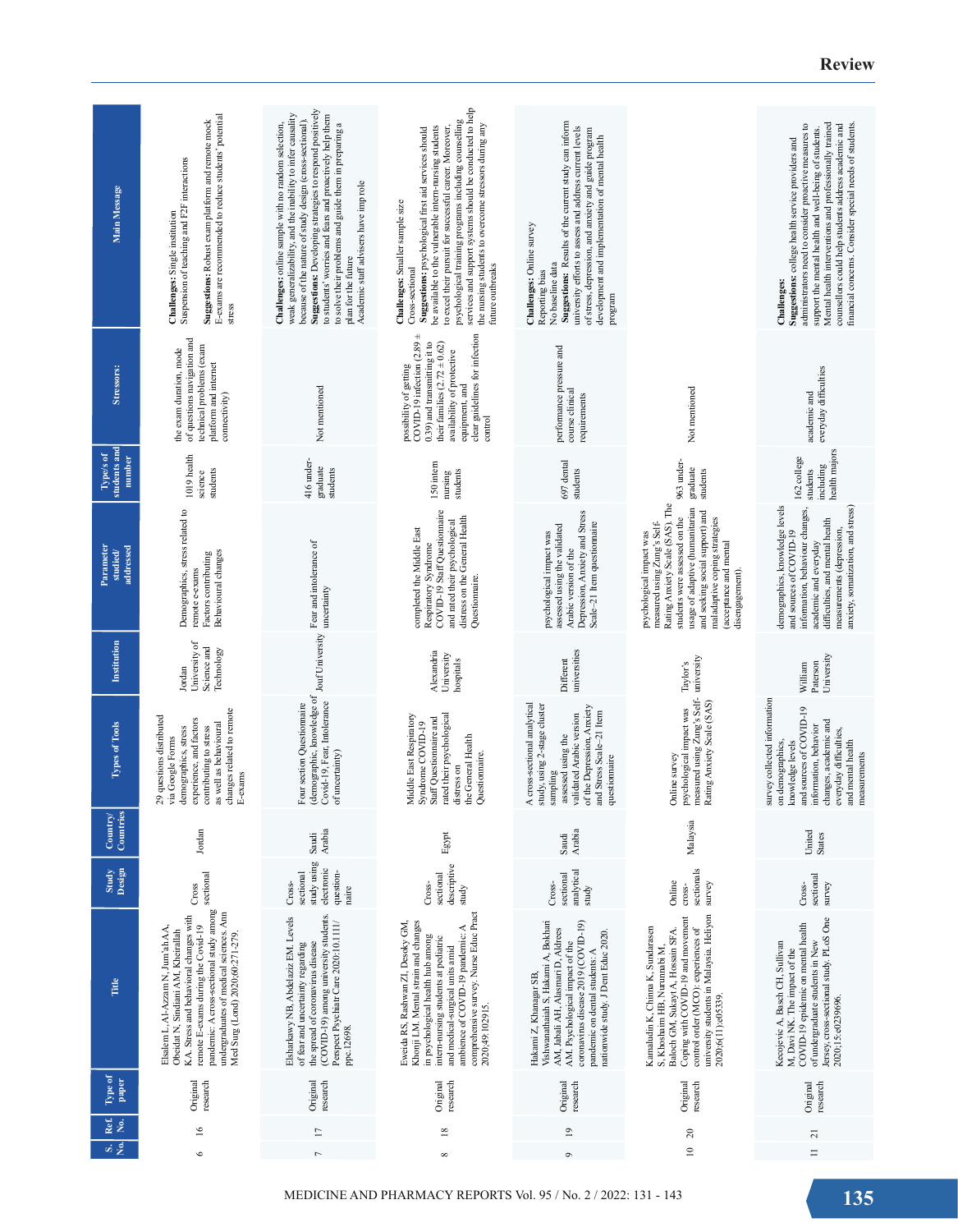| S. No. | Ref. No. | Type of paper | Title | Study Design | Country/ Countries | Types of Tools | Institution | Parameter studied/ addressed | Type/s of students and number | Stressors: | Main Message |
|---|---|---|---|---|---|---|---|---|---|---|---|
| 6 | 16 | Original research | Elsalem L, Al-Azzam N, Jum'ah AA, Obeidat N, Sindiani AM, Kheirallah KA. Stress and behavioral changes with remote E-exams during the Covid-19 pandemic: A cross-sectional study among undergraduates of medical sciences. Ann Med Surg (Lond) 2020;60:271-279. | Cross sectional | Jordan | 29 questions distributed via Google Forms demographics, stress experience, and factors contributing to stress as well as behavioural changes related to remote E-exams | Jordan University of Science and Technology | Demographics, stress related to remote e-exams Factors contributing Behavioural changes | 1019 health science students | the exam duration, mode of questions navigation and technical problems (exam platform and internet connectivity) | **Challenges:** Single institution Suspension of teaching and F2F interactions<br>**Suggestions:** Robust exam platform and remote mock E-exams are recommended to reduce students' potential stress |
| 7 | 17 | Original research | Elsharkawy NB, Abdelaziz EM. Levels of fear and uncertainty regarding the spread of coronavirus disease (COVID-19) among university students. Perspect Psychiatr Care 2020:10.1111/ppc.12698. | Cross-sectional study using electronic question-naire | Saudi Arabia | Four section Questionnaire (demographic, knowledge of Covid-19, Fear, Intolerance of uncertainty) | Jouf University | Fear and intolerance of uncertainty | 416 under-graduate students | Not mentioned | **Challenges:** online sample with no random selection, weak generalizability, and the inability to infer causality because of the nature of study design (cross-sectional).<br>**Suggestions:** Developing strategies to respond positively to students' worries and fears and proactively help them to solve their problems and guide them in preparing a plan for the future<br>Academic staff advisers have imp role |
| 8 | 18 | Original research | Eweida RS, Rashwan ZI, Desoky GM, Khonji LM. Mental strain and changes in psychological health hub among intern-nursing students at pediatric and medical-surgical units amid ambience of COVID-19 pandemic: A comprehensive survey. Nurse Educ Pract 2020;49:102915. | Cross-sectional descriptive study | Egypt | Middle East Respiratory Syndrome COVID-19 Staff Questionnaire and rated their psychological distress on the General Health Questionnaire. | Alexandria University hospitals | completed the Middle East Respiratory Syndrome COVID-19 Staff Questionnaire and rated their psychological distress on the General Health Questionnaire. | 150 intern nursing students | possibility of getting COVID-19 infection ($2.89 \pm 0.39$) and transmitting it to their families ($2.72 \pm 0.62$) availability of protective equipment, and clear guidelines for infection control | **Challenges:** Smaller sample size Cross-sectional<br>**Suggestions:** psychological first aid services should be available to the vulnerable intern-nursing students to excel their pursuit for successful career. Moreover, psychological training programs including counselling services and support systems should be conducted to help the nursing students to overcome stressors during any future outbreaks |
| 9 | 19 | Original research | Hakami Z, Khanagar SB, Vishwanathaiah S, Hakami A, Bokhari AM, Jabali AH, Alasmari D, Aldrees AM. Psychological impact of the coronavirus disease 2019 (COVID-19) pandemic on dental students: A nationwide study. J Dent Educ 2020. | Cross-sectional analytical study | Saudi Arabia | A cross-sectional analytical study, using 2-stage cluster sampling assessed using the validated Arabic version of the Depression, Anxiety and Stress Scale–21 Item questionnaire | Different universities | psychological impact was assessed using the validated Arabic version of the Depression, Anxiety and Stress Scale–21 Item questionnaire | 697 dental students | performance pressure and course clinical requirements | **Challenges:** Online survey Reporting bias No baseline data<br>**Suggestion:** Results of the current study can inform university efforts to assess and address current levels of stress, depression, and anxiety and guide program development and implementation of mental health program |
| 10 | 20 | Original research | Kamaludin K, Chinna K, Sundarasen S, Khoshaim HB, Nurunnabi M, Baloch GM, Sukayt A, Hossain SFA. Coping with COVID-19 and movement control order (MCO): experiences of university students in Malaysia. Heliyon 2020;6(11):e05339. | Online cross-sectionals survey | Malaysia | Online survey psychological impact was measured using Zung's Self-Rating Anxiety Scale (SAS) | Taylor's university | psychological impact was measured using Zung's Self-Rating Anxiety Scale (SAS). The students were assessed on the usage of adaptive (humanitarian and seeking social support) and maladaptive coping strategies (acceptance and mental disengagement). | 963 under-graduate students | Not mentioned | |
| 11 | 21 | Original research | Kecojevic A, Basch CH, Sullivan M, Davi NK. The impact of the COVID-19 epidemic on mental health of undergraduate students in New Jersey, cross-sectional study. PLoS One 2020;15:e0239696. | Cross-sectional survey | United States | survey collected information on demographics, knowledge levels and sources of COVID-19 information, behavior changes, academic and everyday difficulties, and mental health measurements | William Paterson University | demographics, knowledge levels and sources of COVID-19 information, behaviour changes, academic and everyday difficulties, and mental health measurements (depression, anxiety, somatization, and stress) | 162 college students including health majors | academic and everyday difficulties | **Challenges:**<br>**Suggestions:** college health service providers and administrators need to consider proactive measures to support the mental health and well-being of students. Mental health interventions and professionally trained counsellors could help students address academic and financial concerns. Consider special needs of students. |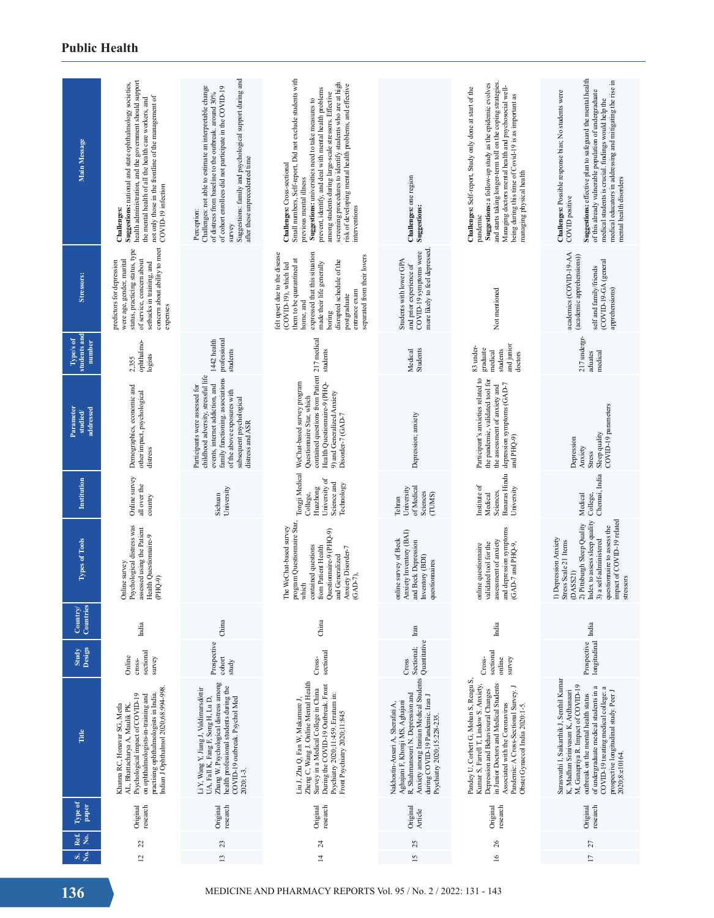## Public Health

| S. No. | Ref. No. | Type of paper | Title | Study Design | Country/ Countries | Types of Tools | Institution | Parameter studied/ addressed | Type/s of students and number | Stressors: | Main Message |
|---|---|---|---|---|---|---|---|---|---|---|---|
| 12 | 22 | Original research | Khanna RC, Honavar SG, Metla AL, Bhattacharya A, Maulik PK. Psychological impact of COVID-19 on ophthalmologists-in-training and practising ophthalmologists in India. Indian J Ophthalmol 2020;68:994-998. | Online cross-sectional survey | India | Online survey Psychological distress was assessed using the Patient Health Questionnaire-9 (PHQ-9) | Online survey all over the country | Demographics, economic and other impact, psychological distress | 2,355 ophthalmologists | predictors for depression were age, gender, marital status, practicing status, type of service, concern about setbacks in training, and concern about ability to meet expenses | **Challenges:** **Suggestions:** national and state ophthalmology societies, health administration, and the government should support the mental health of all the health care workers, and not only those in the frontline of the management of COVID-19 infection |
| 13 | 23 | Original research | Li Y, Wang Y, Jiang J, Valdimarsdóttir UA, Fall K, Fang F, Song H, Lu D, Zhang W. Psychological distress among health professional students during the COVID-19 outbreak. Psychol Med 2020:1-3. | Prospective cohort study | China | | Sichuan University | Participants were assessed for childhood adversity, stressful life events, internet addiction, and family functioning; associations of the above exposures with subsequent psychological distress and ASR | 1442 health professional students | | Perception: Challenges: not able to estimate an interpretable change of distress from baseline to the outbreak. around 30% of cohort enrollees did not participate in the COVID-19 survey Suggestions: family and psychological support during and after these unprecedented time |
| 14 | 24 | Original research | Liu J, Zhu Q, Fan W, Makamure J, Zheng C, Wang J. Online Mental Health Survey in a Medical College in China During the COVID-19 Outbreak. Front Psychiatry 2020;11:459. Erratum in: Front Psychiatry 2020;11:845 | Cross-sectional | China | The WeChat-based survey program Questionnaire Star, which contained questions from Patient Health Questionnaire-9 (PHQ-9) and Generalized Anxiety Disorder-7 (GAD-7), | Tongji Medical College, Huazhong University of Science and Technology | WeChat-based survey program Questionnaire Star, which contained questions from Patient Health Questionnaire-9 (PHQ-9) and Generalized Anxiety Disorder-7 (GAD-7 | 217 medical students | felt upset due to the disease (COVID-19), which led them to be quarantined at home, and expressed that this situation made their life generally boring disrupted schedule of the postgraduate entrance exam separated from their lovers | **Challenges:** Cross-sectional Small numbers, Self-report, Did not exclude students with previous mental illness **Suggestions:** universities need to take measures to prevent, identify, and deal with mental health problems among students during large-scale stressors. Effective screening procedures to identify students who are at high risk of developing mental health problems, and effective interventions |
| 15 | 25 | Original Article | Nakhostin-Ansari A, Sherafati A, Aghajani F, Khonji MS, Aghajani R, Shahmansouri N. Depression and Anxiety among Iranian Medical Students during COVID-19 Pandemic. Iran J Psychiatry 2020;15:228-235. | Cross Sectional; Quantitative | Iran | online survey of Beck Anxiety Inventory (BAI) and Beck Depression Inventory (BDI) questionnaires | Tehran University of Medical Sciences (TUMS) | Depression; anxiety | Medical Students | Students with lower GPA and prior experience of COVID-19 symptoms were more likely to feel depressed. | **Challenges:** one region **Suggestions:** |
| 16 | 26 | Original research | Pandey U, Corbett G, Mohan S, Reagu S, Kumar S, Farrell T, Lindow S. Anxiety, Depression and Behavioural Changes in Junior Doctors and Medical Students Associated with the Coronavirus Pandemic: A Cross-Sectional Survey. J Obstet Gynaecol India 2020:1-5. | Cross-sectional online survey | India | online questionnaire validated tool for the assessment of anxiety and depression symptoms (GAD-7 and PHQ-9, | Institute of Medical Sciences, Banaras Hindu University | Participant's anxieties related to the pandemic; validated tool for the assessment of anxiety and depression symptoms (GAD-7 and PHQ-9) | 83 undergraduate medical students and junior doctors | Not mentioned | **Challenges:** Self-report, Study only done at start of the pandemic **Suggestions:** a follow-up study as the epidemic evolves and starts taking longer-term toll on the coping strategies. Managing doctors mental health and psychosocial well-being during this time of Covid-19 is as important as managing physical health |
| 17 | 27 | Original research | Saraswathi I, Saikarthik J, Senthil Kumar K, Madhan Srinivasan K, Ardhanaari M, Gunapriya R. Impact of COVID-19 outbreak on the mental health status of undergraduate medical students in a COVID-19 treating medical college: a prospective longitudinal study. PeerJ 2020;8:e10164. | Prospective longitudinal | India | 1) Depression Anxiety Stress Scale 21 Items (DASS21) 2) Pittsburgh Sleep Quality Index to assess sleep quality 3) a self-administered questionnaire to assess the impact of COVID-19 related stressors | Medical College, Chennai, India | Depression Anxiety Stress Sleep quality COVID-19 parameters | 217 undergraduates medical | academics (COVID-19-AA (academic apprehensions)) self and family/friends (COVID-19-GA (general apprehensions) | **Challenges:** Possible response bias; No students were COVID positive **Suggestions:** effective plan to safeguard the mental health of this already vulnerable population of undergraduate medical students is crucial. findings would help the medical educators in addressing and mitigating the rise in mental health disorders |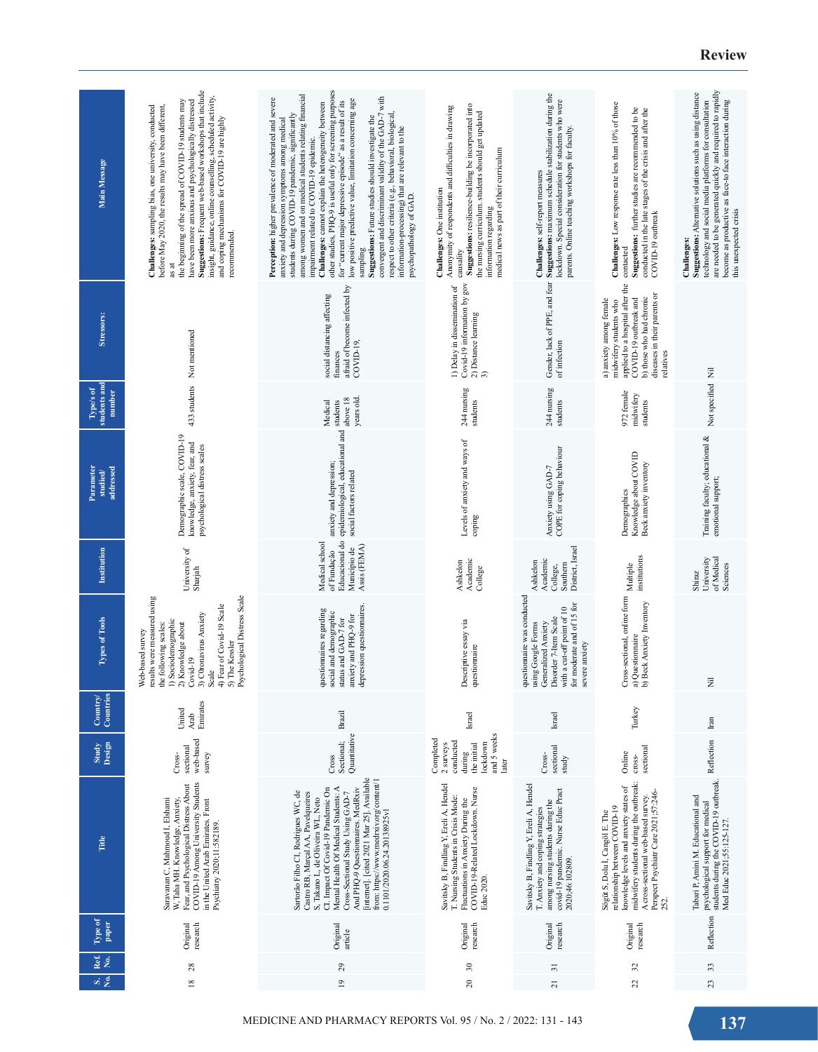| S. No. | Ref. No. | Type of paper | Title | Study Design | Country/ Countries | Types of Tools | Institution | Parameter studied/ addressed | Type/s of students and number | Stressors: | Main Message |
|---|---|---|---|---|---|---|---|---|---|---|---|
| 18 | 28 | Original research | Saravanan C, Mahmoud I, Elshami W, Taha MH. Knowledge, Anxiety, Fear, and Psychological Distress About COVID-19 Among University Students in the United Arab Emirates. Front Psychiatry 2020;11:582189. | Cross-sectional web-based survey | United Arab Emirates | Web-based survey results were measured using the following scales: 1) Sociodemographic 2) Knowledge about Covid-19 3) COronavirus Anxiety Scale 4) Fear of Covid-19 Scale 5) The Kessler Psychological Distress Scale | University of Sharjah | Demographic scale, COVID-19 knowledge, anxiety, fear, and psychological distress scales | 433 students | Not mentioned | **Challenges:** sampling bias, one university, conducted before May 2020, the results may have been different, as at the beginning of the spread of COVID-19 students may have been more anxious and psychologically distressed **Suggestions:** Frequent web-based workshops that include insight, guidance, online counselling, scheduled activity, and coping mechanisms for COVID-19 are highly recommended. |
| 19 | 29 | Original article | Sartorão Filho CI, Rodrigues WC, de Castro RB, Marçal AA, Pavelqueires S, Takano L, deOliveira WL, Neto CI. Impact Of Covid-19 Pandemic On Mental Health Of Medical Students: A Cross-Sectional Study Using GAD-7 And PHQ-9 Questionnaires. MedRxiv [internet]. [cited 2021 Mar 25]. Available from: https://www.medrxiv.org/content/10.1101/2020.06.24.20138925v1 | Cross Sectional; Quantitative | Brazil | questionnaires regarding social and demographic status and GAD-7 for anxiety and PHQ-9 for depression questionnaires. | Medical school of Fundação Educacional do Município de Assis (FEMA) | anxiety and depression; epidemiological, educational and social factors related | Medical students above 18 years old. | social distancing affecting finances afraid of become infected by COVID-19, | **Perception:** higher prevalence of moderated and severe anxiety and depression symptoms among medical students during COVID-19 pandemic, significantly among women and on medical students relating financial impairment related to COVID-19 epidemic. **Challenges:** cannot explain the heterogeneity between other studies, PHQ-9 is useful only for screening purposes for "current major depressive episode" as a result of its low positive predictive value, limitation concerning age sampling **Suggestions:** Future studies should investigate the convergent and discriminant validity of the GAD-7 with respect to other criteria (e.g., behavioral, biological, information-processing) that are relevant to the psychopathology of GAD. |
| 20 | 30 | Original research | Savitsky B, Findling Y, Ereli A, Hendel T. Nursing Students in Crisis Mode: Fluctuations in Anxiety During the COVID-19-Related Lockdown. Nurse Educ 2020. | Completed 2 surveys conducted during the initial lockdown and 5 weeks later | Israel | Descriptive essay via questionnaire | Ashkelon Academic College | Levels of anxiety and ways of coping | 244 nursing students | 1) Delay in dissemination of Covid-19 information by gov 2) Distance learning 3) | **Challenges:** One institution Anonymity of respondents and difficulties in drawing causality **Suggestions:** resilience-building be incorporated into the nursing curriculum, students should get updated information regarding medical news as part of their curriculum |
| 21 | 31 | Original research | Savitsky B, Findling Y, Ereli A, Hendel T. Anxiety and coping strategies among nursing students during the covid-19 pandemic. Nurse Educ Pract 2020;46:102809. | Cross-sectional study | Israel | questionnaire was conducted using Google Forms Generalized Anxiety Disorder 7-Item Scale with a cut-off point of 10 for moderate and of 15 for severe anxiety | Ashkelon Academic College, Southern District, Israel | Anxiety using GAD-7 COPE for coping behaviour | 244 nursing students | Gender, lack of PPE, and fear of infection | **Challenges:** self-report measures **Suggestions:** maximum schedule stabilization during the lockdown. Special consideration for students who were parents. Online teaching workshops for faculty. |
| 22 | 32 | Original research | Sögüt S, Dolu İ, Cangöl E. The relationship between COVID-19 knowledge levels and anxiety states of midwifery students during the outbreak: A cross-sectional web-based survey. Perspect Psychiatr Care 2021;57:246-252. | Online cross-sectional | Turkey | Cross-sectional, online form a) Questionnaire b) Beck Anxiety Inventory | Multiple institutions | Demographics Knowledge about COVID Beck anxiety inventory | 972 female midwifery students | a) anxiety among female midwifery students who applied to a hospital after the COVID-19 outbreak and b) those who had chronic diseases in their parents or relatives | **Challenges:** Low response rate less than 10% of those contacted **Suggestions:** further studies are recommended to be conducted in the late stages of the crisis and after the COVID-19 outbreak |
| 23 | 33 | Reflection | Tabari P, Amini M. Educational and psychological support for medical students during the COVID-19 outbreak. Med Educ 2021;55:125-127. | Reflection | Iran | Nil | Shiraz University of Medical Sciences | Training faculty; educational & emotional support; | Not specified | Nil | **Challenges:** **Suggestions:** Alternative solutions such as using distance technology and social media platforms for consultation are needed to be generated quickly and required to rapidly become as productive as face-to face interaction during this unexpected crisis |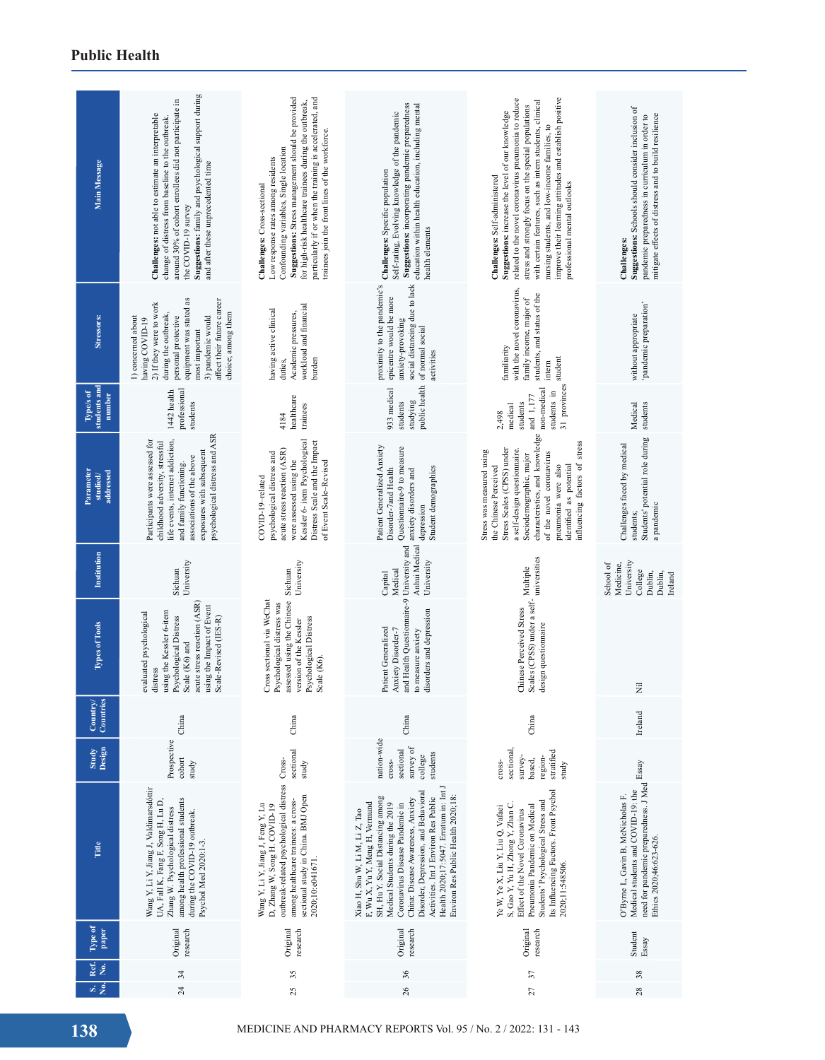| S. No. | Ref. No. | Type of paper | Title | Study Design | Country/ Countries | Types of Tools | Institution | Parameter studied/ addressed | Type/s of students and number | Stressors | Main Message |
|---|---|---|---|---|---|---|---|---|---|---|---|
| 24 | 34 | Original research | Wang Y, Li Y, Jiang J, Valdimarsdóttir UA, Fall K, Fang F, Song H, Lu D, Zhang W. Psychological distress among health professional students during the COVID-19 outbreak. Psychol Med 2020:1-3. | Prospective cohort study | China | evaluated psychological distress using the Kessler 6-item Psychological Distress Scale (K6) and acute stress reaction (ASR) using the Impact of Event Scale-Revised (IES-R) | Sichuan University | Participants were assessed for childhood adversity, stressful life events, internet addiction, and family functioning. associations of the above exposures with subsequent psychological distress and ASR | 1442 health professional students | 1) concerned about having COVID-19 2) If they were to work during the outbreak, personal protective equipment was stated as most important 3) pandemic would affect their future career choice; among them | **Challenges:** not able to estimate an interpretable change of distress from baseline to the outbreak. around 30% of cohort enrollees did not participate in the COVID-19 survey **Suggestions:** family and psychological support during and after these unprecedented time |
| 25 | 35 | Original research | Wang Y, Li Y, Jiang J, Feng Y, Lu D, Zhang W, Song H. COVID-19 outbreak-related psychological distress among healthcare trainees: a cross-sectional study in China. BMJ Open 2020;10:e041671. | Cross-sectional study | China | Cross sectional via WeChat Psychological distress was assessed using the Chinese version of the Kessler Psychological Distress Scale (K6). | Sichuan University | COVID-19–related psychological distress and acute stress reaction (ASR) were assessed using the Kessler 6- item Psychological Distress Scale and the Impact of Event Scale–Revised | 4184 healthcare trainees | having active clinical duties, Academic pressures, workload and financial burden | **Challenges:** Cross-sectional Low response rates among residents Confounding variables, Single location **Suggestions:** Stress management should be provided for high-risk healthcare trainees during the outbreak, particularly if or when the training is accelerated, and trainees join the front lines of the workforce. |
| 26 | 36 | Original research | Xiao H, Shu W, Li M, Li Z, Tao F, Wu X, Yu Y, Meng H, Vermund SH, Hu Y. Social Distancing among Medical Students during the 2019 Coronavirus Disease Pandemic in China: Disease Awareness, Anxiety Disorder, Depression, and Behavioral Activities. Int J Environ Res Public Health 2020;17:5047. Erratum in: Int J Environ Res Public Health 2020;18: | nation-wide cross-sectional survey of college students | China | Patient Generalized Anxiety Disorder-7 and Health Questionnaire-9 to measure anxiety disorders and depression | Capital Medical University and Anhui Medical University | Patient Generalized Anxiety Disorder-7and Health Questionnaire-9 to measure anxiety disorders and depression Student demographics | 933 medical students studying public health | proximity to the pandemic's epicentre would be more anxiety-provoking social distancing due to lack of normal social activities | **Challenges:** Specific population Self-rating, Evolving knowledge of the pandemic **Suggestions:** incorporating pandemic preparedness education within health education, including mental health elements |
| 27 | 37 | Original research | Ye W, Ye X, Liu Y, Liu Q, Vafaei S, Gao Y, Yu H, Zhong Y, Zhan C. Effect of the Novel Coronavirus Pneumonia Pandemic on Medical Students' Psychological Stress and Its Influencing Factors. Front Psychol 2020;11:548506. | cross-sectional, survey-based, region-stratified study | China | Chinese Perceived Stress Scales (CPSS) under a self-design questionnaire | Multiple universities | Stress was measured using the Chinese Perceived Stress Scales (CPSS) under a self-design questionnaire. Sociodemographic, major characteristics, and knowledge of the novel coronavirus pneumonia were also identified as potential influencing factors of stress | 2,498 medical students and 1,177 non-medical students in 31 provinces | familiarity with the novel coronavirus, family income, major of students, and status of the intern student | **Challenges:** Self-administered **Suggestions:** increase the level of our knowledge related to the novel coronavirus pneumonia to reduce stress and strongly focus on the special populations with certain features, such as intern students, clinical nursing students, and low-income families, to improve their learning attitudes and establish positive professional mental outlooks |
| 28 | 38 | Student Essay | O'Byrne L, Gavin B, McNicholas F. Medical students and COVID-19: the need for pandemic preparedness. J Med Ethics 2020;46:623-626. | Essay | Ireland | Nil | School of Medicine, University College Dublin, Dublin, Ireland | Challenges faced by medical students; Students' potential role during a pandemic | Medical students | without appropriate 'pandemic preparation' | **Challenges:** **Suggestions:** Schools should consider inclusion of pandemic preparedness in curriculum in order to mitigate effects of distress and to build resilience |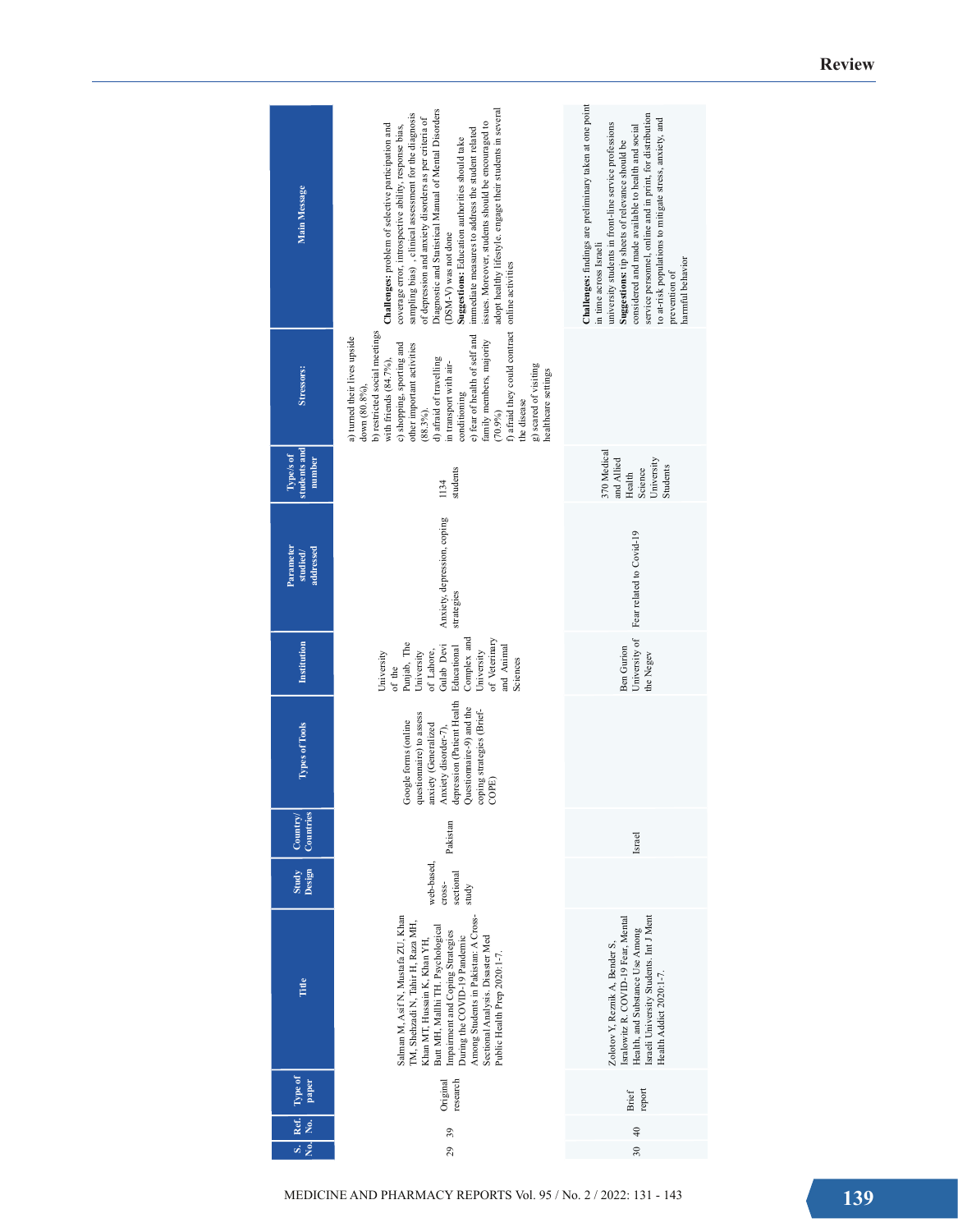| S. No. | Ref. No. | Type of paper | Title | Study Design | Country/ Countries | Types of Tools | Institution | Parameter studied/ addressed | Type/s of students and number | Stressors: | Main Message |
|---|---|---|---|---|---|---|---|---|---|---|---|
| 29 | 39 | Original research | Salman M, Asif N, Mustafa ZU, Khan TM, Shehzadi N, Tahir H, Raza MH, Khan MT, Hussain K, Khan YH, Butt MH, Mallhi TH. Psychological Impairment and Coping Strategies During the COVID-19 Pandemic Among Students in Pakistan: A Cross-Sectional Analysis. Disaster Med Public Health Prep 2020:1-7. | web-based, cross-sectional study | Pakistan | Google forms (online questionnaire) to assess anxiety (Generalized Anxiety disorder-7), depression (Patient Health Questionnaire-9) and the coping strategies (Brief-COPE) | University of the Punjab, The University of Lahore, Gulab Devi Educational Complex and University of Veterinary and Animal Sciences | Anxiety, depression, coping strategies | 1134 students | a) turned their lives upside down (80.8%),<br>b) restricted social meetings with friends (84.7%),<br>c) shopping, sporting and other important activities (88.3%),<br>d) afraid of travelling in transport with air-conditioning<br>e) fear of health of self and family members, majority (70.9%)<br>f) afraid they could contract the disease<br>g) scared of visiting healthcare settings | **Challenges:** problem of selective participation and coverage error, introspective ability, response bias, sampling bias) , clinical assessment for the diagnosis of depression and anxiety disorders as per criteria of Diagnostic and Statistical Manual of Mental Disorders (DSM-V) was not done<br>**Suggestions:** Education authorities should take immediate measures to address the student related issues. Moreover, students should be encouraged to adopt healthy lifestyle. engage their students in several online activities |
| 30 | 40 | Brief report | Zolotov Y, Reznik A, Bender S, Isralowitz R. COVID-19 Fear, Mental Health, and Substance Use Among Israeli University Students. Int J Ment Health Addict 2020:1-7. | | Israel | | Ben Gurion University of the Negev | Fear related to Covid-19 | 370 Medical and Allied Health Science University Students | | **Challenges:** findings are preliminary taken at one point in time across Israeli university students in front-line service professions<br>**Suggestions:** tip sheets of relevance should be considered and made available to health and social service personnel, online and in print, for distribution to at-risk populations to mitigate stress, anxiety, and prevention of harmful behavior |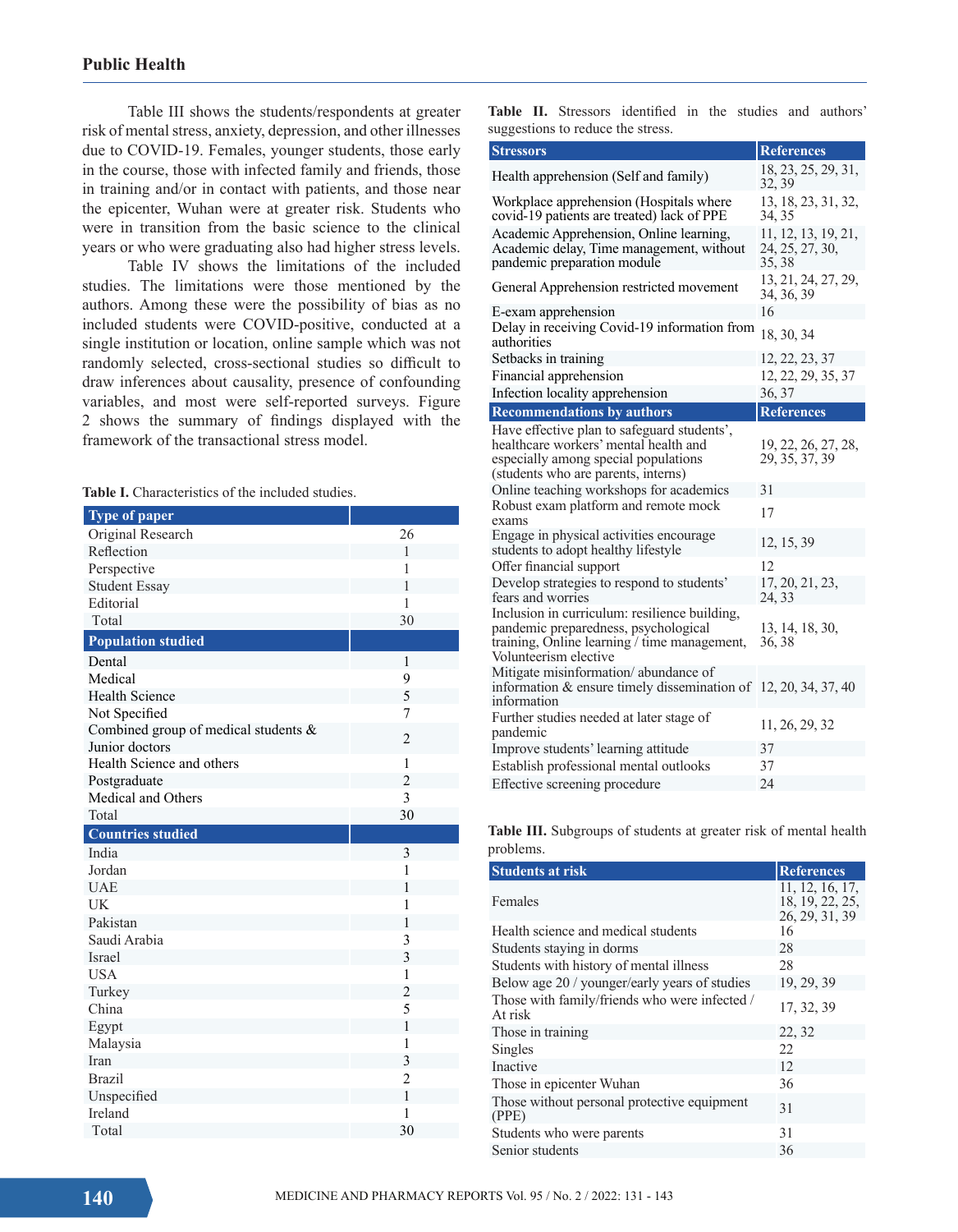Table III shows the students/respondents at greater risk of mental stress, anxiety, depression, and other illnesses due to COVID-19. Females, younger students, those early in the course, those with infected family and friends, those in training and/or in contact with patients, and those near the epicenter, Wuhan were at greater risk. Students who were in transition from the basic science to the clinical years or who were graduating also had higher stress levels.

Table IV shows the limitations of the included studies. The limitations were those mentioned by the authors. Among these were the possibility of bias as no included students were COVID-positive, conducted at a single institution or location, online sample which was not randomly selected, cross-sectional studies so difficult to draw inferences about causality, presence of confounding variables, and most were self-reported surveys. Figure 2 shows the summary of findings displayed with the framework of the transactional stress model.

**Table I.** Characteristics of the included studies.

| Type of paper | |
|---|---|
| Original Research | 26 |
| Reflection | 1 |
| Perspective | 1 |
| Student Essay | 1 |
| Editorial | 1 |
| Total | 30 |
| **Population studied** | |
| Dental | 1 |
| Medical | 9 |
| Health Science | 5 |
| Not Specified | 7 |
| Combined group of medical students & Junior doctors | 2 |
| Health Science and others | 1 |
| Postgraduate | 2 |
| Medical and Others | 3 |
| Total | 30 |
| **Countries studied** | |
| India | 3 |
| Jordan | 1 |
| UAE | 1 |
| UK | 1 |
| Pakistan | 1 |
| Saudi Arabia | 3 |
| Israel | 3 |
| USA | 1 |
| Turkey | 2 |
| China | 5 |
| Egypt | 1 |
| Malaysia | 1 |
| Iran | 3 |
| Brazil | 2 |
| Unspecified | 1 |
| Ireland | 1 |
| Total | 30 |

**Table II.** Stressors identified in the studies and authors' suggestions to reduce the stress.

| Stressors | References |
|---|---|
| Health apprehension (Self and family) | 18, 23, 25, 29, 31, 32, 39 |
| Workplace apprehension (Hospitals where covid-19 patients are treated) lack of PPE | 13, 18, 23, 31, 32, 34, 35 |
| Academic Apprehension, Online learning, Academic delay, Time management, without pandemic preparation module | 11, 12, 13, 19, 21, 24, 25, 27, 30, 35, 38 |
| General Apprehension restricted movement | 13, 21, 24, 27, 29, 34, 36, 39 |
| E-exam apprehension | 16 |
| Delay in receiving Covid-19 information from authorities | 18, 30, 34 |
| Setbacks in training | 12, 22, 23, 37 |
| Financial apprehension | 12, 22, 29, 35, 37 |
| Infection locality apprehension | 36, 37 |
| **Recommendations by authors** | **References** |
| Have effective plan to safeguard students', healthcare workers' mental health and especially among special populations (students who are parents, interns) | 19, 22, 26, 27, 28, 29, 35, 37, 39 |
| Online teaching workshops for academics | 31 |
| Robust exam platform and remote mock exams | 17 |
| Engage in physical activities encourage students to adopt healthy lifestyle | 12, 15, 39 |
| Offer financial support | 12 |
| Develop strategies to respond to students' fears and worries | 17, 20, 21, 23, 24, 33 |
| Inclusion in curriculum: resilience building, pandemic preparedness, psychological training, Online learning / time management, Volunteerism elective | 13, 14, 18, 30, 36, 38 |
| Mitigate misinformation/ abundance of information & ensure timely dissemination of information | 12, 20, 34, 37, 40 |
| Further studies needed at later stage of pandemic | 11, 26, 29, 32 |
| Improve students' learning attitude | 37 |
| Establish professional mental outlooks | 37 |
| Effective screening procedure | 24 |

**Table III.** Subgroups of students at greater risk of mental health problems.

| Students at risk | References |
|---|---|
| Females | 11, 12, 16, 17, 18, 19, 22, 25, 26, 29, 31, 39 |
| Health science and medical students | 16 |
| Students staying in dorms | 28 |
| Students with history of mental illness | 28 |
| Below age 20 / younger/early years of studies | 19, 29, 39 |
| Those with family/friends who were infected / At risk | 17, 32, 39 |
| Those in training | 22, 32 |
| Singles | 22 |
| Inactive | 12 |
| Those in epicenter Wuhan | 36 |
| Those without personal protective equipment (PPE) | 31 |
| Students who were parents | 31 |
| Senior students | 36 |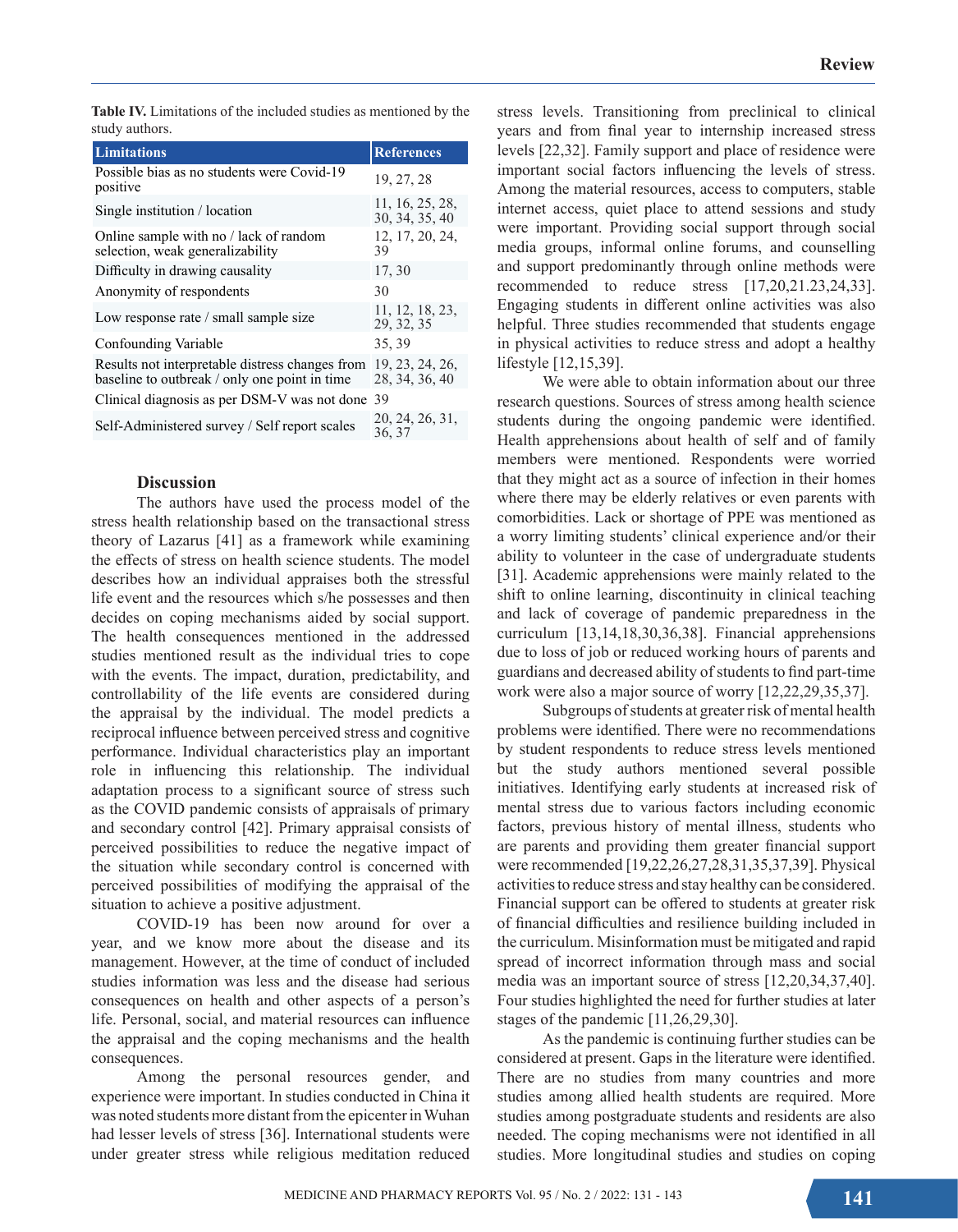**Table IV.** Limitations of the included studies as mentioned by the study authors.

| Limitations | References |
|---|---|
| Possible bias as no students were Covid-19 positive | 19, 27, 28 |
| Single institution / location | 11, 16, 25, 28, 30, 34, 35, 40 |
| Online sample with no / lack of random selection, weak generalizability | 12, 17, 20, 24, 39 |
| Difficulty in drawing causality | 17, 30 |
| Anonymity of respondents | 30 |
| Low response rate / small sample size | 11, 12, 18, 23, 29, 32, 35 |
| Confounding Variable | 35, 39 |
| Results not interpretable distress changes from baseline to outbreak / only one point in time | 19, 23, 24, 26, 28, 34, 36, 40 |
| Clinical diagnosis as per DSM-V was not done | 39 |
| Self-Administered survey / Self report scales | 20, 24, 26, 31, 36, 37 |

## Discussion

The authors have used the process model of the stress health relationship based on the transactional stress theory of Lazarus [41] as a framework while examining the effects of stress on health science students. The model describes how an individual appraises both the stressful life event and the resources which s/he possesses and then decides on coping mechanisms aided by social support. The health consequences mentioned in the addressed studies mentioned result as the individual tries to cope with the events. The impact, duration, predictability, and controllability of the life events are considered during the appraisal by the individual. The model predicts a reciprocal influence between perceived stress and cognitive performance. Individual characteristics play an important role in influencing this relationship. The individual adaptation process to a significant source of stress such as the COVID pandemic consists of appraisals of primary and secondary control [42]. Primary appraisal consists of perceived possibilities to reduce the negative impact of the situation while secondary control is concerned with perceived possibilities of modifying the appraisal of the situation to achieve a positive adjustment.

COVID-19 has been now around for over a year, and we know more about the disease and its management. However, at the time of conduct of included studies information was less and the disease had serious consequences on health and other aspects of a person's life. Personal, social, and material resources can influence the appraisal and the coping mechanisms and the health consequences.

Among the personal resources gender, and experience were important. In studies conducted in China it was noted students more distant from the epicenter in Wuhan had lesser levels of stress [36]. International students were under greater stress while religious meditation reduced stress levels. Transitioning from preclinical to clinical years and from final year to internship increased stress levels [22,32]. Family support and place of residence were important social factors influencing the levels of stress. Among the material resources, access to computers, stable internet access, quiet place to attend sessions and study were important. Providing social support through social media groups, informal online forums, and counselling and support predominantly through online methods were recommended to reduce stress [17,20,21.23,24,33]. Engaging students in different online activities was also helpful. Three studies recommended that students engage in physical activities to reduce stress and adopt a healthy lifestyle [12,15,39].

We were able to obtain information about our three research questions. Sources of stress among health science students during the ongoing pandemic were identified. Health apprehensions about health of self and of family members were mentioned. Respondents were worried that they might act as a source of infection in their homes where there may be elderly relatives or even parents with comorbidities. Lack or shortage of PPE was mentioned as a worry limiting students' clinical experience and/or their ability to volunteer in the case of undergraduate students [31]. Academic apprehensions were mainly related to the shift to online learning, discontinuity in clinical teaching and lack of coverage of pandemic preparedness in the curriculum [13,14,18,30,36,38]. Financial apprehensions due to loss of job or reduced working hours of parents and guardians and decreased ability of students to find part-time work were also a major source of worry [12,22,29,35,37].

Subgroups of students at greater risk of mental health problems were identified. There were no recommendations by student respondents to reduce stress levels mentioned but the study authors mentioned several possible initiatives. Identifying early students at increased risk of mental stress due to various factors including economic factors, previous history of mental illness, students who are parents and providing them greater financial support were recommended [19,22,26,27,28,31,35,37,39]. Physical activities to reduce stress and stay healthy can be considered. Financial support can be offered to students at greater risk of financial difficulties and resilience building included in the curriculum. Misinformation must be mitigated and rapid spread of incorrect information through mass and social media was an important source of stress [12,20,34,37,40]. Four studies highlighted the need for further studies at later stages of the pandemic [11,26,29,30].

As the pandemic is continuing further studies can be considered at present. Gaps in the literature were identified. There are no studies from many countries and more studies among allied health students are required. More studies among postgraduate students and residents are also needed. The coping mechanisms were not identified in all studies. More longitudinal studies and studies on coping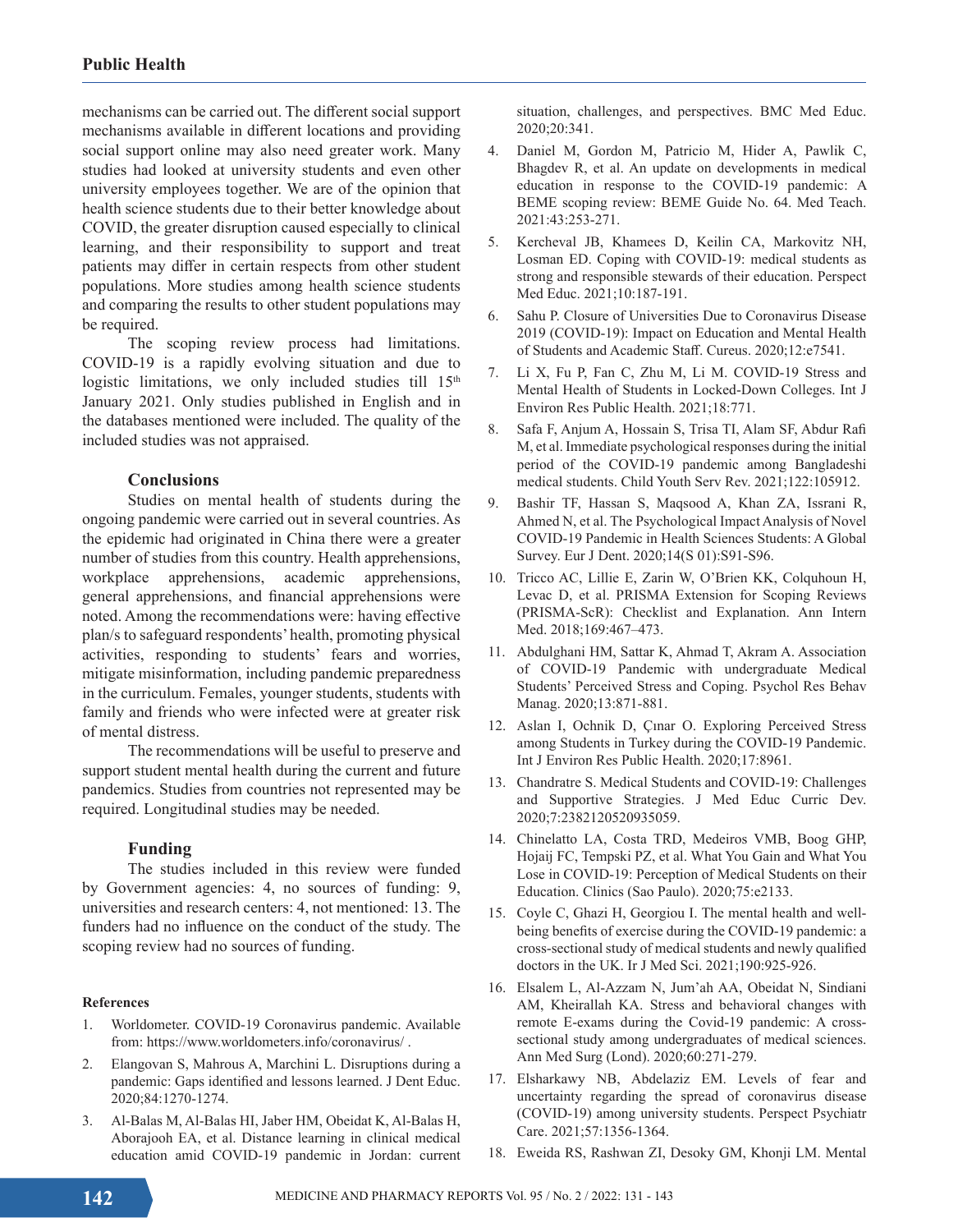mechanisms can be carried out. The different social support mechanisms available in different locations and providing social support online may also need greater work. Many studies had looked at university students and even other university employees together. We are of the opinion that health science students due to their better knowledge about COVID, the greater disruption caused especially to clinical learning, and their responsibility to support and treat patients may differ in certain respects from other student populations. More studies among health science students and comparing the results to other student populations may be required.

The scoping review process had limitations. COVID-19 is a rapidly evolving situation and due to logistic limitations, we only included studies till 15th January 2021. Only studies published in English and in the databases mentioned were included. The quality of the included studies was not appraised.

### Conclusions

Studies on mental health of students during the ongoing pandemic were carried out in several countries. As the epidemic had originated in China there were a greater number of studies from this country. Health apprehensions, workplace apprehensions, academic apprehensions, general apprehensions, and financial apprehensions were noted. Among the recommendations were: having effective plan/s to safeguard respondents' health, promoting physical activities, responding to students' fears and worries, mitigate misinformation, including pandemic preparedness in the curriculum. Females, younger students, students with family and friends who were infected were at greater risk of mental distress.

The recommendations will be useful to preserve and support student mental health during the current and future pandemics. Studies from countries not represented may be required. Longitudinal studies may be needed.

### Funding

The studies included in this review were funded by Government agencies: 4, no sources of funding: 9, universities and research centers: 4, not mentioned: 13. The funders had no influence on the conduct of the study. The scoping review had no sources of funding.

#### References

1. Worldometer. COVID-19 Coronavirus pandemic. Available from: https://www.worldometers.info/coronavirus/ .
2. Elangovan S, Mahrous A, Marchini L. Disruptions during a pandemic: Gaps identified and lessons learned. J Dent Educ. 2020;84:1270-1274.
3. Al-Balas M, Al-Balas HI, Jaber HM, Obeidat K, Al-Balas H, Aborajooh EA, et al. Distance learning in clinical medical education amid COVID-19 pandemic in Jordan: current situation, challenges, and perspectives. BMC Med Educ. 2020;20:341.
4. Daniel M, Gordon M, Patricio M, Hider A, Pawlik C, Bhagdev R, et al. An update on developments in medical education in response to the COVID-19 pandemic: A BEME scoping review: BEME Guide No. 64. Med Teach. 2021:43:253-271.
5. Kercheval JB, Khamees D, Keilin CA, Markovitz NH, Losman ED. Coping with COVID-19: medical students as strong and responsible stewards of their education. Perspect Med Educ. 2021;10:187-191.
6. Sahu P. Closure of Universities Due to Coronavirus Disease 2019 (COVID-19): Impact on Education and Mental Health of Students and Academic Staff. Cureus. 2020;12:e7541.
7. Li X, Fu P, Fan C, Zhu M, Li M. COVID-19 Stress and Mental Health of Students in Locked-Down Colleges. Int J Environ Res Public Health. 2021;18:771.
8. Safa F, Anjum A, Hossain S, Trisa TI, Alam SF, Abdur Rafi M, et al. Immediate psychological responses during the initial period of the COVID-19 pandemic among Bangladeshi medical students. Child Youth Serv Rev. 2021;122:105912.
9. Bashir TF, Hassan S, Maqsood A, Khan ZA, Issrani R, Ahmed N, et al. The Psychological Impact Analysis of Novel COVID-19 Pandemic in Health Sciences Students: A Global Survey. Eur J Dent. 2020;14(S 01):S91-S96.
10. Tricco AC, Lillie E, Zarin W, O'Brien KK, Colquhoun H, Levac D, et al. PRISMA Extension for Scoping Reviews (PRISMA-ScR): Checklist and Explanation. Ann Intern Med. 2018;169:467–473.
11. Abdulghani HM, Sattar K, Ahmad T, Akram A. Association of COVID-19 Pandemic with undergraduate Medical Students' Perceived Stress and Coping. Psychol Res Behav Manag. 2020;13:871-881.
12. Aslan I, Ochnik D, Çınar O. Exploring Perceived Stress among Students in Turkey during the COVID-19 Pandemic. Int J Environ Res Public Health. 2020;17:8961.
13. Chandratre S. Medical Students and COVID-19: Challenges and Supportive Strategies. J Med Educ Curric Dev. 2020;7:2382120520935059.
14. Chinelatto LA, Costa TRD, Medeiros VMB, Boog GHP, Hojaij FC, Tempski PZ, et al. What You Gain and What You Lose in COVID-19: Perception of Medical Students on their Education. Clinics (Sao Paulo). 2020;75:e2133.
15. Coyle C, Ghazi H, Georgiou I. The mental health and well-being benefits of exercise during the COVID-19 pandemic: a cross-sectional study of medical students and newly qualified doctors in the UK. Ir J Med Sci. 2021;190:925-926.
16. Elsalem L, Al-Azzam N, Jum'ah AA, Obeidat N, Sindiani AM, Kheirallah KA. Stress and behavioral changes with remote E-exams during the Covid-19 pandemic: A cross-sectional study among undergraduates of medical sciences. Ann Med Surg (Lond). 2020;60:271-279.
17. Elsharkawy NB, Abdelaziz EM. Levels of fear and uncertainty regarding the spread of coronavirus disease (COVID-19) among university students. Perspect Psychiatr Care. 2021;57:1356-1364.
18. Eweida RS, Rashwan ZI, Desoky GM, Khonji LM. Mental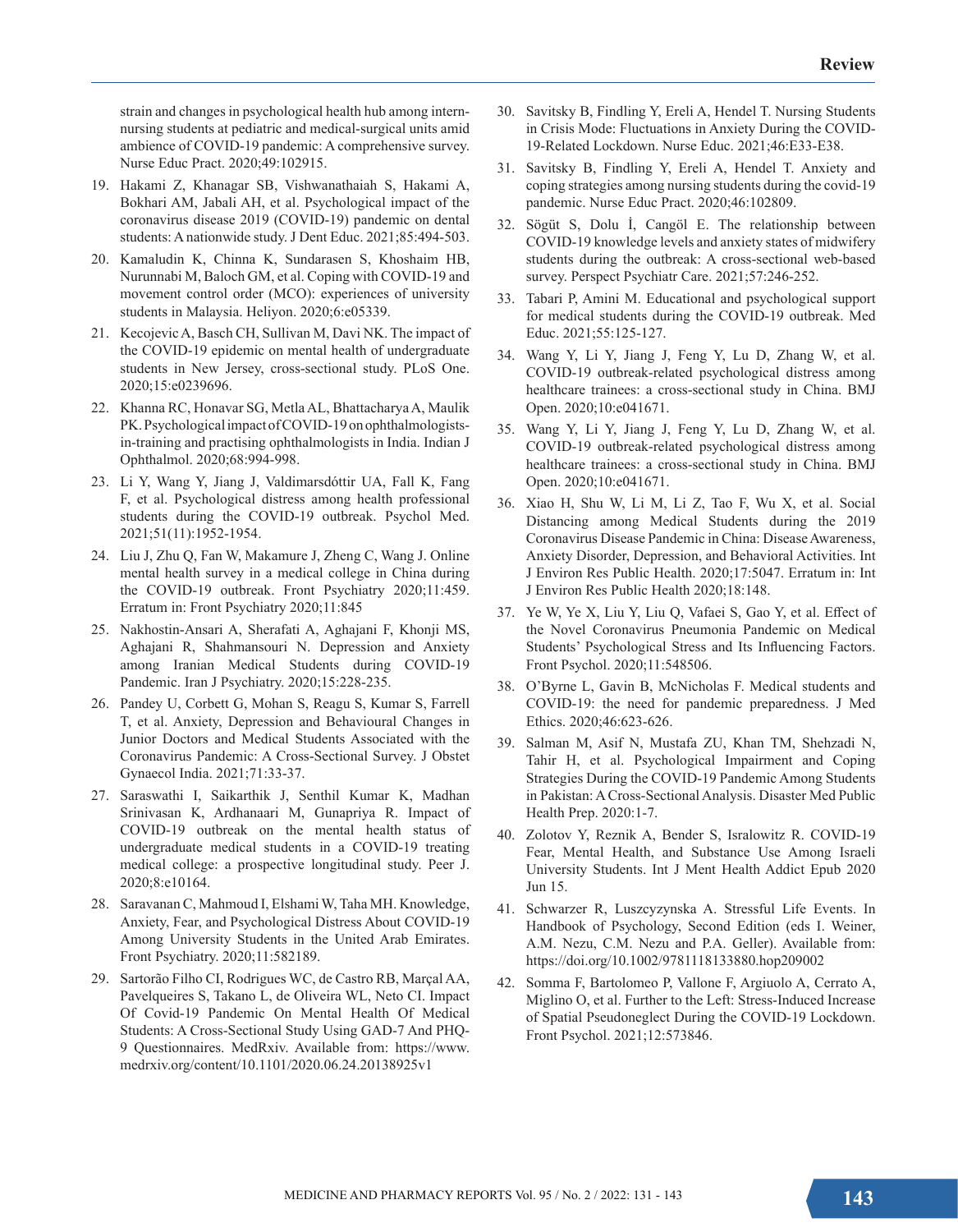strain and changes in psychological health hub among intern-nursing students at pediatric and medical-surgical units amid ambience of COVID-19 pandemic: A comprehensive survey. Nurse Educ Pract. 2020;49:102915.

19. Hakami Z, Khanagar SB, Vishwanathaiah S, Hakami A, Bokhari AM, Jabali AH, et al. Psychological impact of the coronavirus disease 2019 (COVID-19) pandemic on dental students: A nationwide study. J Dent Educ. 2021;85:494-503.
20. Kamaludin K, Chinna K, Sundarasen S, Khoshaim HB, Nurunnabi M, Baloch GM, et al. Coping with COVID-19 and movement control order (MCO): experiences of university students in Malaysia. Heliyon. 2020;6:e05339.
21. Kecojevic A, Basch CH, Sullivan M, Davi NK. The impact of the COVID-19 epidemic on mental health of undergraduate students in New Jersey, cross-sectional study. PLoS One. 2020;15:e0239696.
22. Khanna RC, Honavar SG, Metla AL, Bhattacharya A, Maulik PK. Psychological impact of COVID-19 on ophthalmologists-in-training and practising ophthalmologists in India. Indian J Ophthalmol. 2020;68:994-998.
23. Li Y, Wang Y, Jiang J, Valdimarsdóttir UA, Fall K, Fang F, et al. Psychological distress among health professional students during the COVID-19 outbreak. Psychol Med. 2021;51(11):1952-1954.
24. Liu J, Zhu Q, Fan W, Makamure J, Zheng C, Wang J. Online mental health survey in a medical college in China during the COVID-19 outbreak. Front Psychiatry 2020;11:459. Erratum in: Front Psychiatry 2020;11:845
25. Nakhostin-Ansari A, Sherafati A, Aghajani F, Khonji MS, Aghajani R, Shahmansouri N. Depression and Anxiety among Iranian Medical Students during COVID-19 Pandemic. Iran J Psychiatry. 2020;15:228-235.
26. Pandey U, Corbett G, Mohan S, Reagu S, Kumar S, Farrell T, et al. Anxiety, Depression and Behavioural Changes in Junior Doctors and Medical Students Associated with the Coronavirus Pandemic: A Cross-Sectional Survey. J Obstet Gynaecol India. 2021;71:33-37.
27. Saraswathi I, Saikarthik J, Senthil Kumar K, Madhan Srinivasan K, Ardhanaari M, Gunapriya R. Impact of COVID-19 outbreak on the mental health status of undergraduate medical students in a COVID-19 treating medical college: a prospective longitudinal study. Peer J. 2020;8:e10164.
28. Saravanan C, Mahmoud I, Elshami W, Taha MH. Knowledge, Anxiety, Fear, and Psychological Distress About COVID-19 Among University Students in the United Arab Emirates. Front Psychiatry. 2020;11:582189.
29. Sartorão Filho CI, Rodrigues WC, de Castro RB, Marçal AA, Pavelqueires S, Takano L, de Oliveira WL, Neto CI. Impact Of Covid-19 Pandemic On Mental Health Of Medical Students: A Cross-Sectional Study Using GAD-7 And PHQ-9 Questionnaires. MedRxiv. Available from: https://www.medrxiv.org/content/10.1101/2020.06.24.20138925v1
30. Savitsky B, Findling Y, Ereli A, Hendel T. Nursing Students in Crisis Mode: Fluctuations in Anxiety During the COVID-19-Related Lockdown. Nurse Educ. 2021;46:E33-E38.
31. Savitsky B, Findling Y, Ereli A, Hendel T. Anxiety and coping strategies among nursing students during the covid-19 pandemic. Nurse Educ Pract. 2020;46:102809.
32. Sögüt S, Dolu İ, Cangöl E. The relationship between COVID-19 knowledge levels and anxiety states of midwifery students during the outbreak: A cross-sectional web-based survey. Perspect Psychiatr Care. 2021;57:246-252.
33. Tabari P, Amini M. Educational and psychological support for medical students during the COVID-19 outbreak. Med Educ. 2021;55:125-127.
34. Wang Y, Li Y, Jiang J, Feng Y, Lu D, Zhang W, et al. COVID-19 outbreak-related psychological distress among healthcare trainees: a cross-sectional study in China. BMJ Open. 2020;10:e041671.
35. Wang Y, Li Y, Jiang J, Feng Y, Lu D, Zhang W, et al. COVID-19 outbreak-related psychological distress among healthcare trainees: a cross-sectional study in China. BMJ Open. 2020;10:e041671.
36. Xiao H, Shu W, Li M, Li Z, Tao F, Wu X, et al. Social Distancing among Medical Students during the 2019 Coronavirus Disease Pandemic in China: Disease Awareness, Anxiety Disorder, Depression, and Behavioral Activities. Int J Environ Res Public Health. 2020;17:5047. Erratum in: Int J Environ Res Public Health 2020;18:148.
37. Ye W, Ye X, Liu Y, Liu Q, Vafaei S, Gao Y, et al. Effect of the Novel Coronavirus Pneumonia Pandemic on Medical Students' Psychological Stress and Its Influencing Factors. Front Psychol. 2020;11:548506.
38. O'Byrne L, Gavin B, McNicholas F. Medical students and COVID-19: the need for pandemic preparedness. J Med Ethics. 2020;46:623-626.
39. Salman M, Asif N, Mustafa ZU, Khan TM, Shehzadi N, Tahir H, et al. Psychological Impairment and Coping Strategies During the COVID-19 Pandemic Among Students in Pakistan: A Cross-Sectional Analysis. Disaster Med Public Health Prep. 2020:1-7.
40. Zolotov Y, Reznik A, Bender S, Isralowitz R. COVID-19 Fear, Mental Health, and Substance Use Among Israeli University Students. Int J Ment Health Addict Epub 2020 Jun 15.
41. Schwarzer R, Luszczynska A. Stressful Life Events. In Handbook of Psychology, Second Edition (eds I. Weiner, A.M. Nezu, C.M. Nezu and P.A. Geller). Available from: https://doi.org/10.1002/9781118133880.hop209002
42. Somma F, Bartolomeo P, Vallone F, Argiuolo A, Cerrato A, Miglino O, et al. Further to the Left: Stress-Induced Increase of Spatial Pseudoneglect During the COVID-19 Lockdown. Front Psychol. 2021;12:573846.